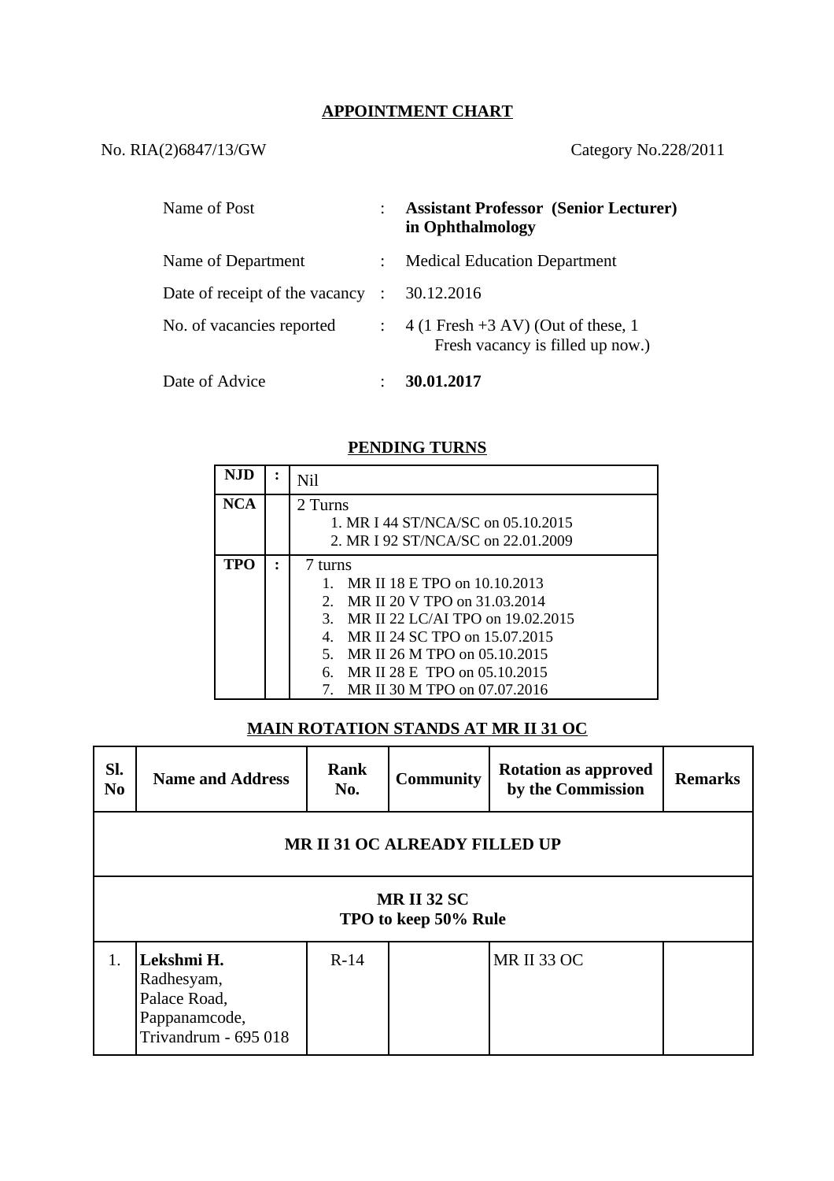## APPOINTMENT CHART

No. RIA(2)6847/13/GW

Category No.228/2011

| | | |
|---|---|---|
| Name of Post | : | **Assistant Professor (Senior Lecturer) in Ophthalmology** |
| Name of Department | : | Medical Education Department |
| Date of receipt of the vacancy | : | 30.12.2016 |
| No. of vacancies reported | : | 4 (1 Fresh +3 AV) (Out of these, 1 Fresh vacancy is filled up now.) |
| Date of Advice | : | **30.01.2017** |

### PENDING TURNS

| | | |
|---|---|---|
| **NJD** | **:** | Nil |
| **NCA** | | 2 Turns<br>1. MR I 44 ST/NCA/SC on 05.10.2015<br>2. MR I 92 ST/NCA/SC on 22.01.2009 |
| **TPO** | **:** | 7 turns<br>1. MR II 18 E TPO on 10.10.2013<br>2. MR II 20 V TPO on 31.03.2014<br>3. MR II 22 LC/AI TPO on 19.02.2015<br>4. MR II 24 SC TPO on 15.07.2015<br>5. MR II 26 M TPO on 05.10.2015<br>6. MR II 28 E TPO on 05.10.2015<br>7. MR II 30 M TPO on 07.07.2016 |

### MAIN ROTATION STANDS AT MR II 31 OC

| Sl. No | Name and Address | Rank No. | Community | Rotation as approved by the Commission | Remarks |
|---|---|---|---|---|---|
| **MR II 31 OC ALREADY FILLED UP** | | | | | |
| **MR II 32 SC<br>TPO to keep 50% Rule** | | | | | |
| 1. | **Lekshmi H.**<br>Radhesyam,<br>Palace Road,<br>Pappanamcode,<br>Trivandrum - 695 018 | R-14 | | MR II 33 OC | |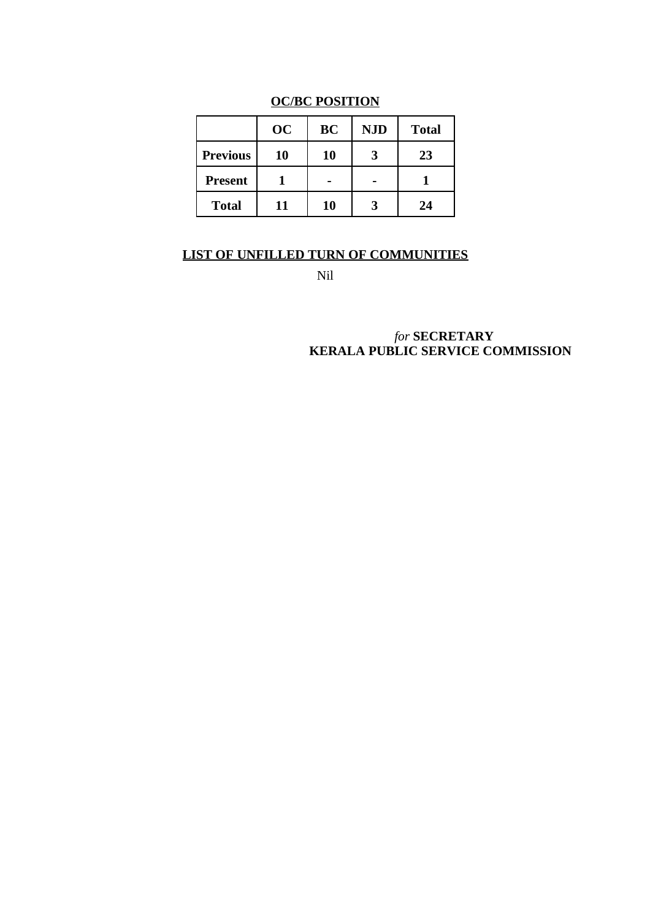**OC/BC POSITION**

| | OC | BC | NJD | Total |
|---|---|---|---|---|
| **Previous** | **10** | **10** | **3** | **23** |
| **Present** | **1** | **-** | **-** | **1** |
| **Total** | **11** | **10** | **3** | **24** |

**LIST OF UNFILLED TURN OF COMMUNITIES**

Nil

*for* **SECRETARY**
**KERALA PUBLIC SERVICE COMMISSION**